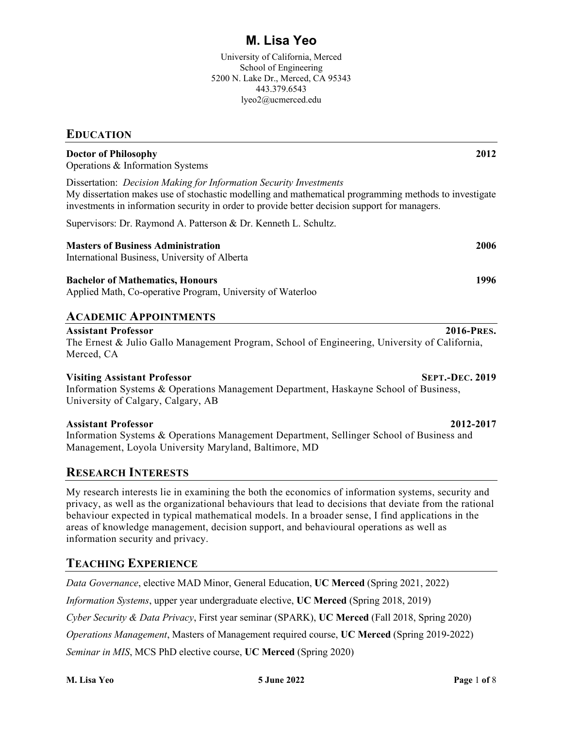# M. Lisa Yeo

University of California, Merced
School of Engineering
5200 N. Lake Dr., Merced, CA 95343
443.379.6543
lyeo2@ucmerced.edu

## EDUCATION

**Doctor of Philosophy** **2012**
Operations & Information Systems

Dissertation: *Decision Making for Information Security Investments*
My dissertation makes use of stochastic modelling and mathematical programming methods to investigate investments in information security in order to provide better decision support for managers.

Supervisors: Dr. Raymond A. Patterson & Dr. Kenneth L. Schultz.

**Masters of Business Administration** **2006**
International Business, University of Alberta

**Bachelor of Mathematics, Honours** **1996**
Applied Math, Co-operative Program, University of Waterloo

## ACADEMIC APPOINTMENTS

**Assistant Professor** **2016-PRES.**
The Ernest & Julio Gallo Management Program, School of Engineering, University of California, Merced, CA

**Visiting Assistant Professor** **SEPT.-DEC. 2019**
Information Systems & Operations Management Department, Haskayne School of Business, University of Calgary, Calgary, AB

**Assistant Professor** **2012-2017**
Information Systems & Operations Management Department, Sellinger School of Business and Management, Loyola University Maryland, Baltimore, MD

## RESEARCH INTERESTS

My research interests lie in examining the both the economics of information systems, security and privacy, as well as the organizational behaviours that lead to decisions that deviate from the rational behaviour expected in typical mathematical models. In a broader sense, I find applications in the areas of knowledge management, decision support, and behavioural operations as well as information security and privacy.

## TEACHING EXPERIENCE

*Data Governance*, elective MAD Minor, General Education, **UC Merced** (Spring 2021, 2022)

*Information Systems*, upper year undergraduate elective, **UC Merced** (Spring 2018, 2019)

*Cyber Security & Data Privacy*, First year seminar (SPARK), **UC Merced** (Fall 2018, Spring 2020)

*Operations Management*, Masters of Management required course, **UC Merced** (Spring 2019-2022)

*Seminar in MIS*, MCS PhD elective course, **UC Merced** (Spring 2020)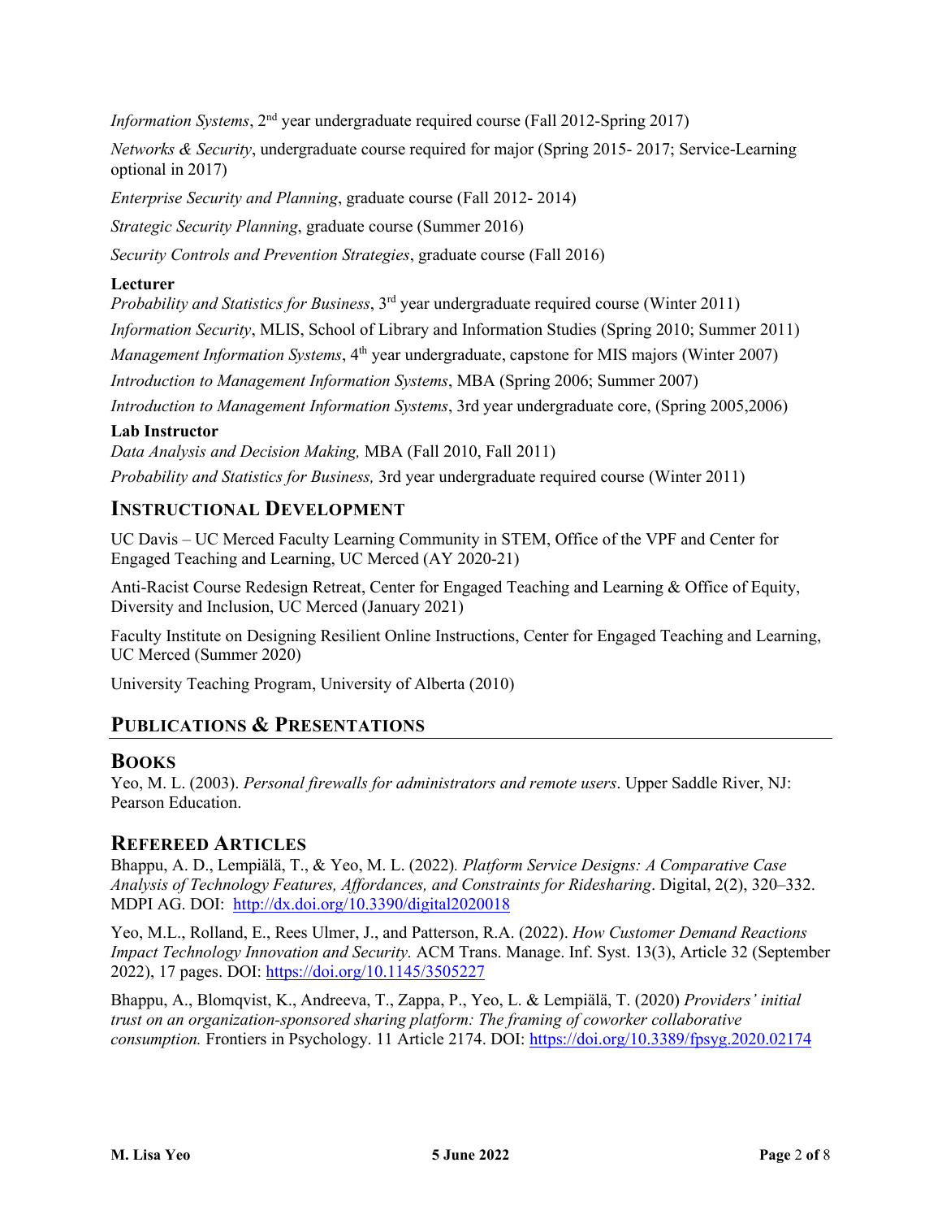*Information Systems*, 2nd year undergraduate required course (Fall 2012-Spring 2017)

*Networks & Security*, undergraduate course required for major (Spring 2015- 2017; Service-Learning optional in 2017)

*Enterprise Security and Planning*, graduate course (Fall 2012- 2014)

*Strategic Security Planning*, graduate course (Summer 2016)

*Security Controls and Prevention Strategies*, graduate course (Fall 2016)

**Lecturer**

*Probability and Statistics for Business*, 3rd year undergraduate required course (Winter 2011)

*Information Security*, MLIS, School of Library and Information Studies (Spring 2010; Summer 2011)

*Management Information Systems*, 4th year undergraduate, capstone for MIS majors (Winter 2007)

*Introduction to Management Information Systems*, MBA (Spring 2006; Summer 2007)

*Introduction to Management Information Systems*, 3rd year undergraduate core, (Spring 2005,2006)

**Lab Instructor**

*Data Analysis and Decision Making,* MBA (Fall 2010, Fall 2011)

*Probability and Statistics for Business,* 3rd year undergraduate required course (Winter 2011)

## Instructional Development

UC Davis – UC Merced Faculty Learning Community in STEM, Office of the VPF and Center for Engaged Teaching and Learning, UC Merced (AY 2020-21)

Anti-Racist Course Redesign Retreat, Center for Engaged Teaching and Learning & Office of Equity, Diversity and Inclusion, UC Merced (January 2021)

Faculty Institute on Designing Resilient Online Instructions, Center for Engaged Teaching and Learning, UC Merced (Summer 2020)

University Teaching Program, University of Alberta (2010)

## Publications & Presentations

### Books

Yeo, M. L. (2003). *Personal firewalls for administrators and remote users*. Upper Saddle River, NJ: Pearson Education.

### Refereed Articles

Bhappu, A. D., Lempiälä, T., & Yeo, M. L. (2022). *Platform Service Designs: A Comparative Case Analysis of Technology Features, Affordances, and Constraints for Ridesharing*. Digital, 2(2), 320–332. MDPI AG. DOI: http://dx.doi.org/10.3390/digital2020018

Yeo, M.L., Rolland, E., Rees Ulmer, J., and Patterson, R.A. (2022). *How Customer Demand Reactions Impact Technology Innovation and Security.* ACM Trans. Manage. Inf. Syst. 13(3), Article 32 (September 2022), 17 pages. DOI: https://doi.org/10.1145/3505227

Bhappu, A., Blomqvist, K., Andreeva, T., Zappa, P., Yeo, L. & Lempiälä, T. (2020) *Providers' initial trust on an organization-sponsored sharing platform: The framing of coworker collaborative consumption.* Frontiers in Psychology. 11 Article 2174. DOI: https://doi.org/10.3389/fpsyg.2020.02174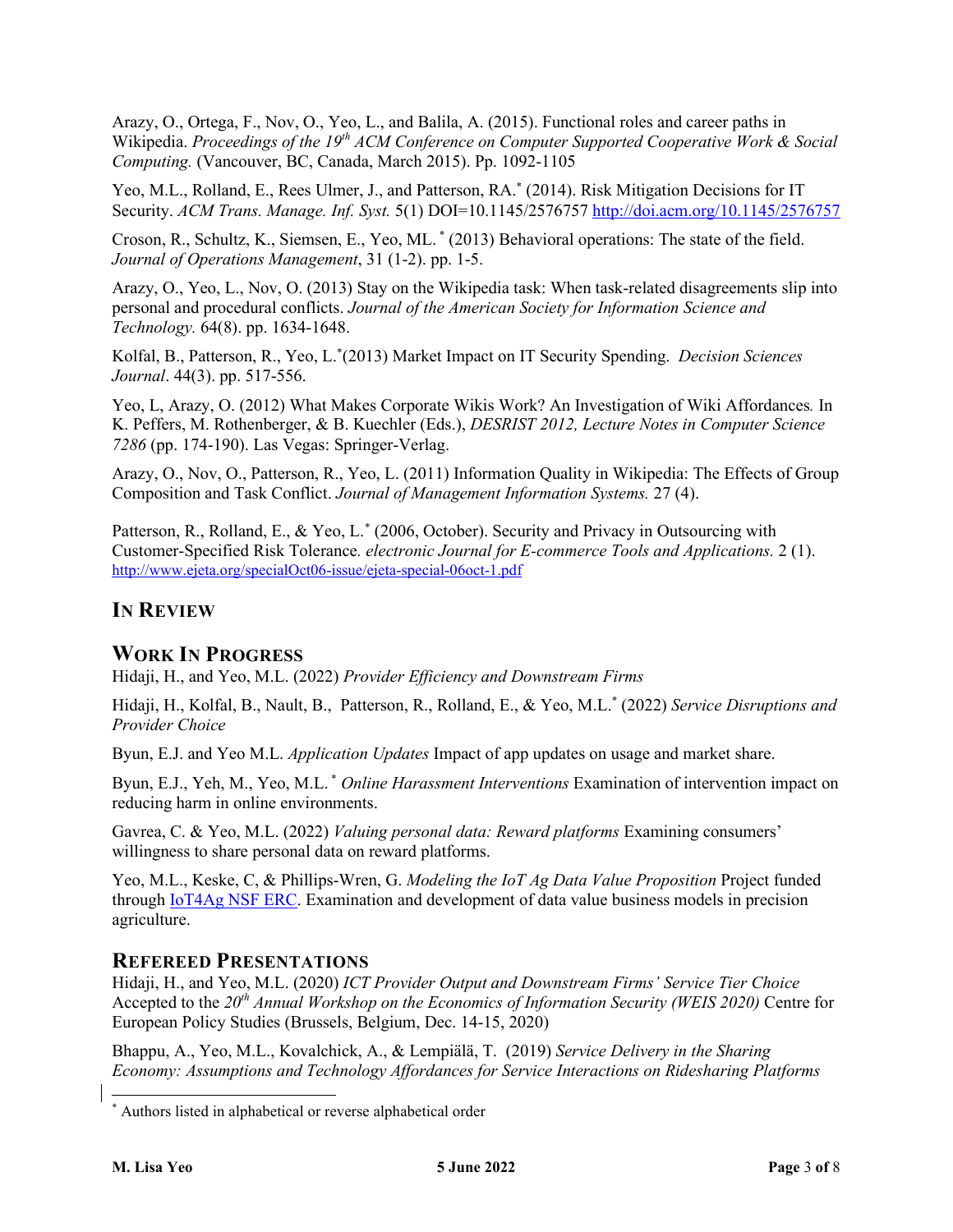Arazy, O., Ortega, F., Nov, O., Yeo, L., and Balila, A. (2015). Functional roles and career paths in Wikipedia. *Proceedings of the 19th ACM Conference on Computer Supported Cooperative Work & Social Computing.* (Vancouver, BC, Canada, March 2015). Pp. 1092-1105

Yeo, M.L., Rolland, E., Rees Ulmer, J., and Patterson, RA.* (2014). Risk Mitigation Decisions for IT Security. *ACM Trans. Manage. Inf. Syst.* 5(1) DOI=10.1145/2576757 http://doi.acm.org/10.1145/2576757

Croson, R., Schultz, K., Siemsen, E., Yeo, ML. * (2013) Behavioral operations: The state of the field. *Journal of Operations Management*, 31 (1-2). pp. 1-5.

Arazy, O., Yeo, L., Nov, O. (2013) Stay on the Wikipedia task: When task-related disagreements slip into personal and procedural conflicts. *Journal of the American Society for Information Science and Technology.* 64(8). pp. 1634-1648.

Kolfal, B., Patterson, R., Yeo, L.*(2013) Market Impact on IT Security Spending. *Decision Sciences Journal*. 44(3). pp. 517-556.

Yeo, L, Arazy, O. (2012) What Makes Corporate Wikis Work? An Investigation of Wiki Affordances*.* In K. Peffers, M. Rothenberger, & B. Kuechler (Eds.), *DESRIST 2012, Lecture Notes in Computer Science 7286* (pp. 174-190). Las Vegas: Springer-Verlag.

Arazy, O., Nov, O., Patterson, R., Yeo, L. (2011) Information Quality in Wikipedia: The Effects of Group Composition and Task Conflict. *Journal of Management Information Systems.* 27 (4).

Patterson, R., Rolland, E., & Yeo, L.* (2006, October). Security and Privacy in Outsourcing with Customer-Specified Risk Tolerance*. electronic Journal for E-commerce Tools and Applications.* 2 (1). http://www.ejeta.org/specialOct06-issue/ejeta-special-06oct-1.pdf

## In Review

## Work In Progress

Hidaji, H., and Yeo, M.L. (2022) *Provider Efficiency and Downstream Firms*

Hidaji, H., Kolfal, B., Nault, B., Patterson, R., Rolland, E., & Yeo, M.L.* (2022) *Service Disruptions and Provider Choice*

Byun, E.J. and Yeo M.L. *Application Updates* Impact of app updates on usage and market share.

Byun, E.J., Yeh, M., Yeo, M.L. * *Online Harassment Interventions* Examination of intervention impact on reducing harm in online environments.

Gavrea, C. & Yeo, M.L. (2022) *Valuing personal data: Reward platforms* Examining consumers' willingness to share personal data on reward platforms.

Yeo, M.L., Keske, C, & Phillips-Wren, G. *Modeling the IoT Ag Data Value Proposition* Project funded through IoT4Ag NSF ERC. Examination and development of data value business models in precision agriculture.

## Refereed Presentations

Hidaji, H., and Yeo, M.L. (2020) *ICT Provider Output and Downstream Firms' Service Tier Choice* Accepted to the *20th Annual Workshop on the Economics of Information Security (WEIS 2020)* Centre for European Policy Studies (Brussels, Belgium, Dec. 14-15, 2020)

Bhappu, A., Yeo, M.L., Kovalchick, A., & Lempiälä, T. (2019) *Service Delivery in the Sharing Economy: Assumptions and Technology Affordances for Service Interactions on Ridesharing Platforms*

* Authors listed in alphabetical or reverse alphabetical order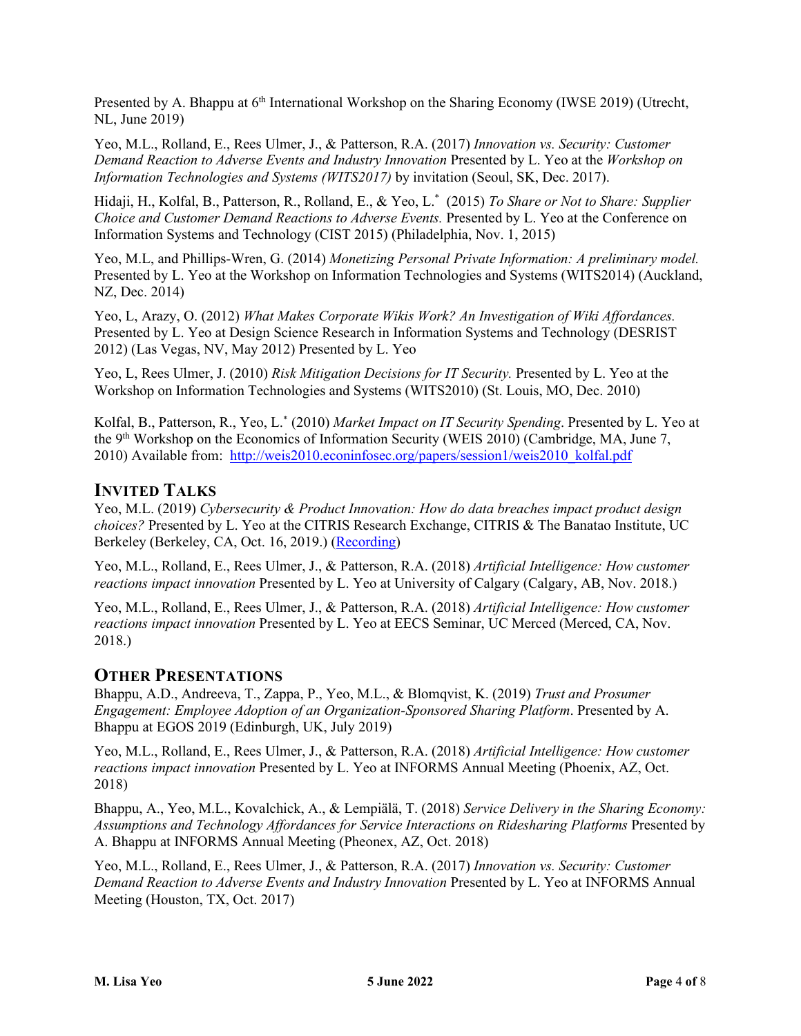Presented by A. Bhappu at 6th International Workshop on the Sharing Economy (IWSE 2019) (Utrecht, NL, June 2019)

Yeo, M.L., Rolland, E., Rees Ulmer, J., & Patterson, R.A. (2017) *Innovation vs. Security: Customer Demand Reaction to Adverse Events and Industry Innovation* Presented by L. Yeo at the *Workshop on Information Technologies and Systems (WITS2017)* by invitation (Seoul, SK, Dec. 2017).

Hidaji, H., Kolfal, B., Patterson, R., Rolland, E., & Yeo, L.* (2015) *To Share or Not to Share: Supplier Choice and Customer Demand Reactions to Adverse Events.* Presented by L. Yeo at the Conference on Information Systems and Technology (CIST 2015) (Philadelphia, Nov. 1, 2015)

Yeo, M.L, and Phillips-Wren, G. (2014) *Monetizing Personal Private Information: A preliminary model.* Presented by L. Yeo at the Workshop on Information Technologies and Systems (WITS2014) (Auckland, NZ, Dec. 2014)

Yeo, L, Arazy, O. (2012) *What Makes Corporate Wikis Work? An Investigation of Wiki Affordances.* Presented by L. Yeo at Design Science Research in Information Systems and Technology (DESRIST 2012) (Las Vegas, NV, May 2012) Presented by L. Yeo

Yeo, L, Rees Ulmer, J. (2010) *Risk Mitigation Decisions for IT Security.* Presented by L. Yeo at the Workshop on Information Technologies and Systems (WITS2010) (St. Louis, MO, Dec. 2010)

Kolfal, B., Patterson, R., Yeo, L.* (2010) *Market Impact on IT Security Spending*. Presented by L. Yeo at the 9th Workshop on the Economics of Information Security (WEIS 2010) (Cambridge, MA, June 7, 2010) Available from: http://weis2010.econinfosec.org/papers/session1/weis2010_kolfal.pdf

## Invited Talks

Yeo, M.L. (2019) *Cybersecurity & Product Innovation: How do data breaches impact product design choices?* Presented by L. Yeo at the CITRIS Research Exchange, CITRIS & The Banatao Institute, UC Berkeley (Berkeley, CA, Oct. 16, 2019.) (Recording)

Yeo, M.L., Rolland, E., Rees Ulmer, J., & Patterson, R.A. (2018) *Artificial Intelligence: How customer reactions impact innovation* Presented by L. Yeo at University of Calgary (Calgary, AB, Nov. 2018.)

Yeo, M.L., Rolland, E., Rees Ulmer, J., & Patterson, R.A. (2018) *Artificial Intelligence: How customer reactions impact innovation* Presented by L. Yeo at EECS Seminar, UC Merced (Merced, CA, Nov. 2018.)

## Other Presentations

Bhappu, A.D., Andreeva, T., Zappa, P., Yeo, M.L., & Blomqvist, K. (2019) *Trust and Prosumer Engagement: Employee Adoption of an Organization-Sponsored Sharing Platform*. Presented by A. Bhappu at EGOS 2019 (Edinburgh, UK, July 2019)

Yeo, M.L., Rolland, E., Rees Ulmer, J., & Patterson, R.A. (2018) *Artificial Intelligence: How customer reactions impact innovation* Presented by L. Yeo at INFORMS Annual Meeting (Phoenix, AZ, Oct. 2018)

Bhappu, A., Yeo, M.L., Kovalchick, A., & Lempiälä, T. (2018) *Service Delivery in the Sharing Economy: Assumptions and Technology Affordances for Service Interactions on Ridesharing Platforms* Presented by A. Bhappu at INFORMS Annual Meeting (Pheonex, AZ, Oct. 2018)

Yeo, M.L., Rolland, E., Rees Ulmer, J., & Patterson, R.A. (2017) *Innovation vs. Security: Customer Demand Reaction to Adverse Events and Industry Innovation* Presented by L. Yeo at INFORMS Annual Meeting (Houston, TX, Oct. 2017)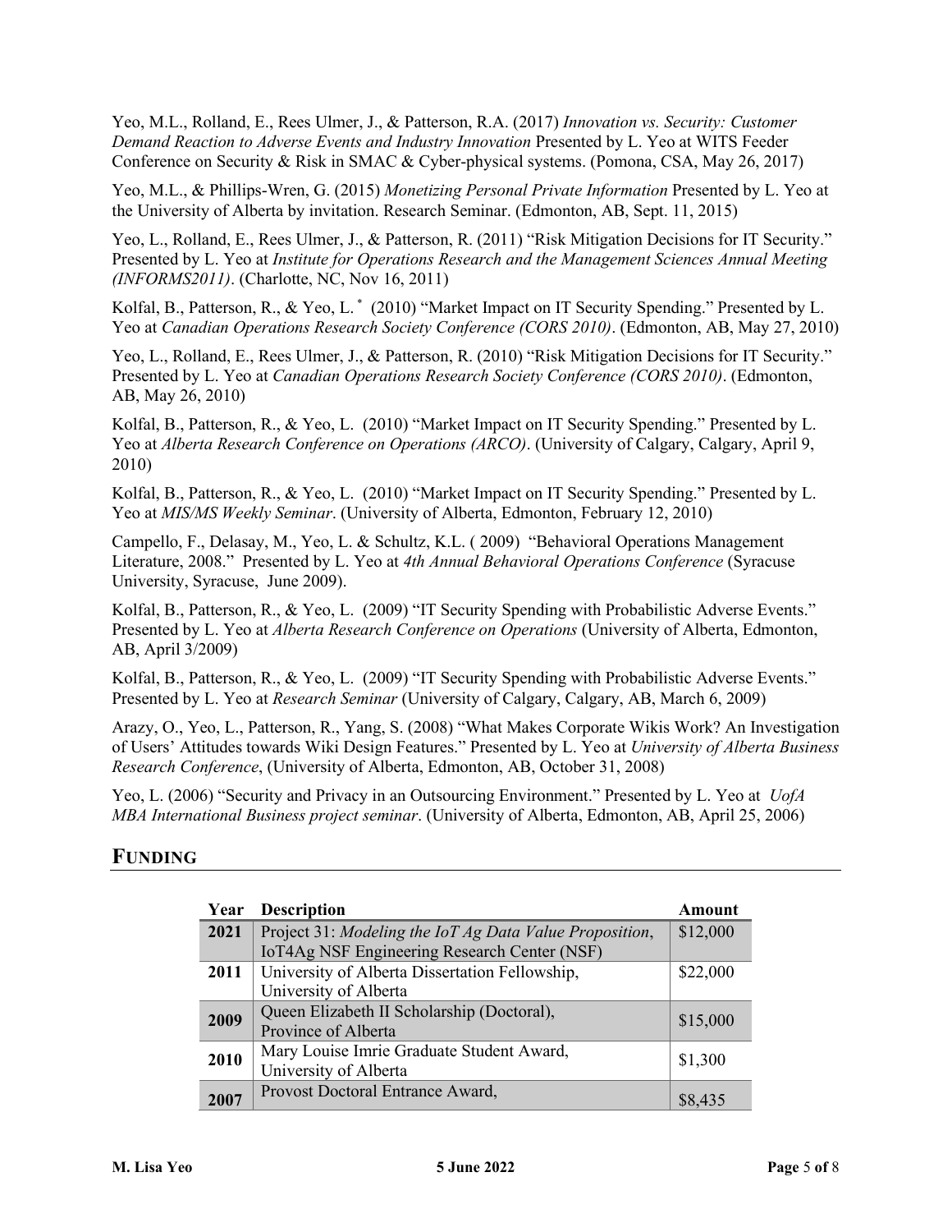Yeo, M.L., Rolland, E., Rees Ulmer, J., & Patterson, R.A. (2017) *Innovation vs. Security: Customer Demand Reaction to Adverse Events and Industry Innovation* Presented by L. Yeo at WITS Feeder Conference on Security & Risk in SMAC & Cyber-physical systems. (Pomona, CSA, May 26, 2017)

Yeo, M.L., & Phillips-Wren, G. (2015) *Monetizing Personal Private Information* Presented by L. Yeo at the University of Alberta by invitation. Research Seminar. (Edmonton, AB, Sept. 11, 2015)

Yeo, L., Rolland, E., Rees Ulmer, J., & Patterson, R. (2011) "Risk Mitigation Decisions for IT Security." Presented by L. Yeo at *Institute for Operations Research and the Management Sciences Annual Meeting (INFORMS2011)*. (Charlotte, NC, Nov 16, 2011)

Kolfal, B., Patterson, R., & Yeo, L.* (2010) "Market Impact on IT Security Spending." Presented by L. Yeo at *Canadian Operations Research Society Conference (CORS 2010)*. (Edmonton, AB, May 27, 2010)

Yeo, L., Rolland, E., Rees Ulmer, J., & Patterson, R. (2010) "Risk Mitigation Decisions for IT Security." Presented by L. Yeo at *Canadian Operations Research Society Conference (CORS 2010)*. (Edmonton, AB, May 26, 2010)

Kolfal, B., Patterson, R., & Yeo, L. (2010) "Market Impact on IT Security Spending." Presented by L. Yeo at *Alberta Research Conference on Operations (ARCO)*. (University of Calgary, Calgary, April 9, 2010)

Kolfal, B., Patterson, R., & Yeo, L. (2010) "Market Impact on IT Security Spending." Presented by L. Yeo at *MIS/MS Weekly Seminar*. (University of Alberta, Edmonton, February 12, 2010)

Campello, F., Delasay, M., Yeo, L. & Schultz, K.L. ( 2009) "Behavioral Operations Management Literature, 2008." Presented by L. Yeo at *4th Annual Behavioral Operations Conference* (Syracuse University, Syracuse, June 2009).

Kolfal, B., Patterson, R., & Yeo, L. (2009) "IT Security Spending with Probabilistic Adverse Events." Presented by L. Yeo at *Alberta Research Conference on Operations* (University of Alberta, Edmonton, AB, April 3/2009)

Kolfal, B., Patterson, R., & Yeo, L. (2009) "IT Security Spending with Probabilistic Adverse Events." Presented by L. Yeo at *Research Seminar* (University of Calgary, Calgary, AB, March 6, 2009)

Arazy, O., Yeo, L., Patterson, R., Yang, S. (2008) "What Makes Corporate Wikis Work? An Investigation of Users' Attitudes towards Wiki Design Features." Presented by L. Yeo at *University of Alberta Business Research Conference*, (University of Alberta, Edmonton, AB, October 31, 2008)

Yeo, L. (2006) "Security and Privacy in an Outsourcing Environment." Presented by L. Yeo at *UofA MBA International Business project seminar*. (University of Alberta, Edmonton, AB, April 25, 2006)

## FUNDING

| Year | Description | Amount |
|---|---|---|
| 2021 | Project 31: *Modeling the IoT Ag Data Value Proposition*, IoT4Ag NSF Engineering Research Center (NSF) | \$12,000 |
| 2011 | University of Alberta Dissertation Fellowship, University of Alberta | \$22,000 |
| 2009 | Queen Elizabeth II Scholarship (Doctoral), Province of Alberta | \$15,000 |
| 2010 | Mary Louise Imrie Graduate Student Award, University of Alberta | \$1,300 |
| 2007 | Provost Doctoral Entrance Award, | \$8,435 |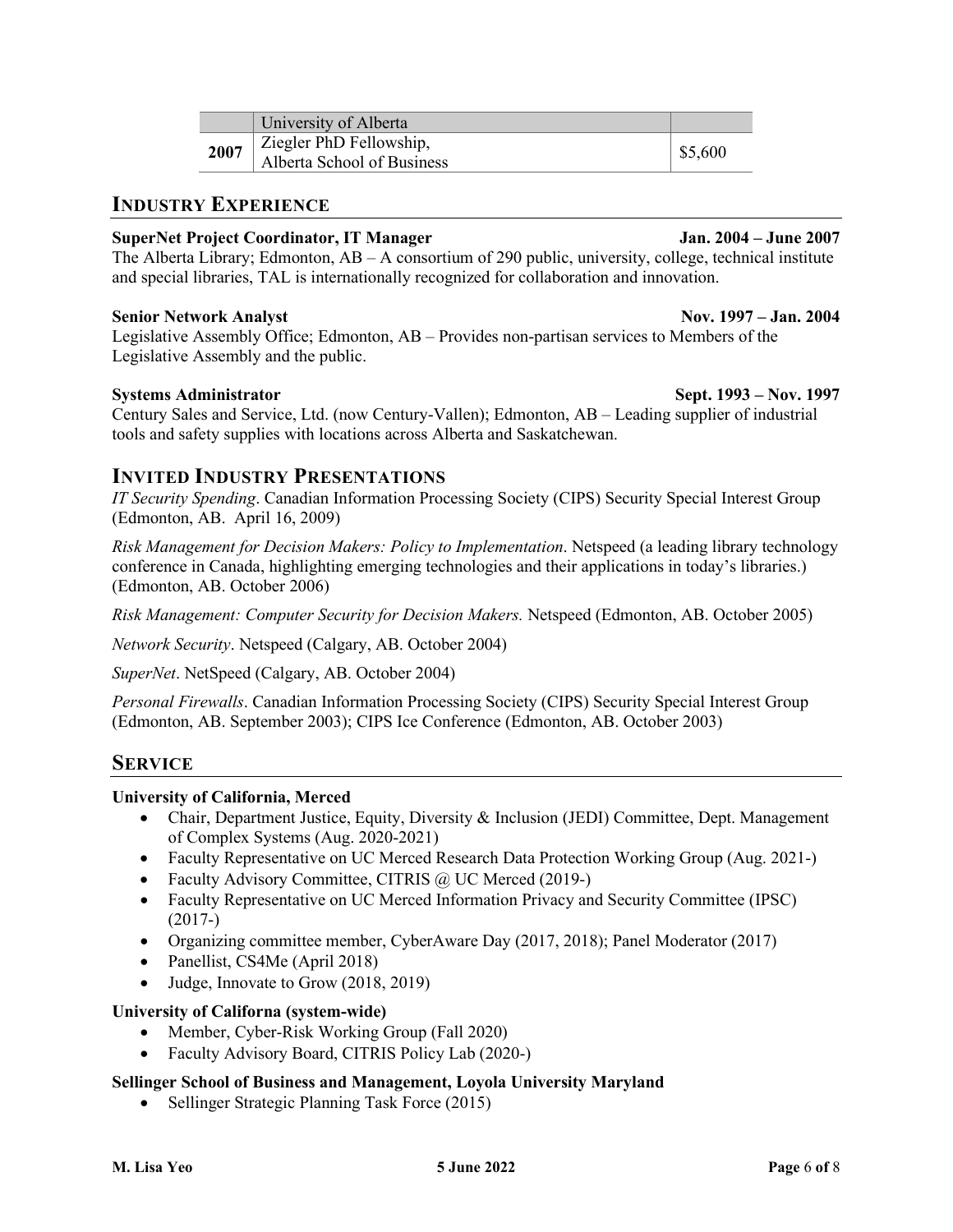| | University of Alberta | |
|---|---|---|
| **2007** | Ziegler PhD Fellowship, Alberta School of Business | $5,600 |

## INDUSTRY EXPERIENCE

**SuperNet Project Coordinator, IT Manager** **Jan. 2004 – June 2007**
The Alberta Library; Edmonton, AB – A consortium of 290 public, university, college, technical institute and special libraries, TAL is internationally recognized for collaboration and innovation.

**Senior Network Analyst** **Nov. 1997 – Jan. 2004**
Legislative Assembly Office; Edmonton, AB – Provides non-partisan services to Members of the Legislative Assembly and the public.

**Systems Administrator** **Sept. 1993 – Nov. 1997**
Century Sales and Service, Ltd. (now Century-Vallen); Edmonton, AB – Leading supplier of industrial tools and safety supplies with locations across Alberta and Saskatchewan.

## INVITED INDUSTRY PRESENTATIONS

*IT Security Spending*. Canadian Information Processing Society (CIPS) Security Special Interest Group (Edmonton, AB. April 16, 2009)

*Risk Management for Decision Makers: Policy to Implementation*. Netspeed (a leading library technology conference in Canada, highlighting emerging technologies and their applications in today's libraries.) (Edmonton, AB. October 2006)

*Risk Management: Computer Security for Decision Makers.* Netspeed (Edmonton, AB. October 2005)

*Network Security*. Netspeed (Calgary, AB. October 2004)

*SuperNet*. NetSpeed (Calgary, AB. October 2004)

*Personal Firewalls*. Canadian Information Processing Society (CIPS) Security Special Interest Group (Edmonton, AB. September 2003); CIPS Ice Conference (Edmonton, AB. October 2003)

## SERVICE

**University of California, Merced**

- Chair, Department Justice, Equity, Diversity & Inclusion (JEDI) Committee, Dept. Management of Complex Systems (Aug. 2020-2021)
- Faculty Representative on UC Merced Research Data Protection Working Group (Aug. 2021-)
- Faculty Advisory Committee, CITRIS @ UC Merced (2019-)
- Faculty Representative on UC Merced Information Privacy and Security Committee (IPSC) (2017-)
- Organizing committee member, CyberAware Day (2017, 2018); Panel Moderator (2017)
- Panellist, CS4Me (April 2018)
- Judge, Innovate to Grow (2018, 2019)

**University of Californa (system-wide)**

- Member, Cyber-Risk Working Group (Fall 2020)
- Faculty Advisory Board, CITRIS Policy Lab (2020-)

**Sellinger School of Business and Management, Loyola University Maryland**

- Sellinger Strategic Planning Task Force (2015)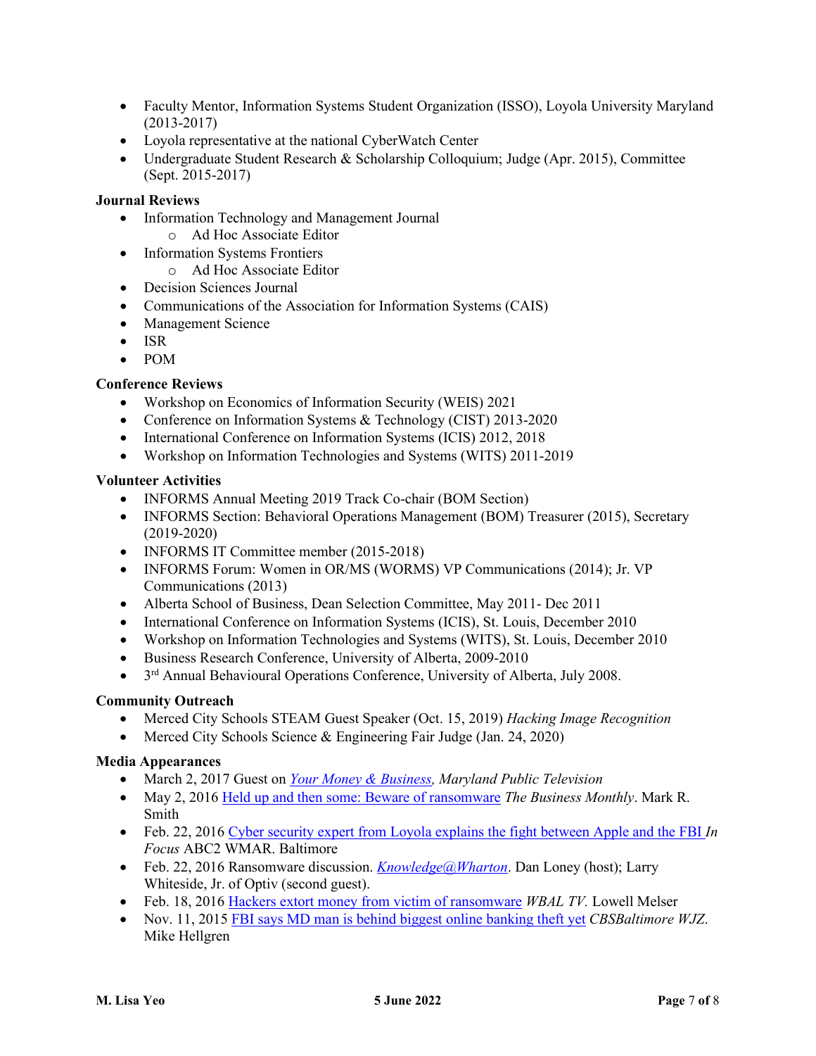- Faculty Mentor, Information Systems Student Organization (ISSO), Loyola University Maryland (2013-2017)
- Loyola representative at the national CyberWatch Center
- Undergraduate Student Research & Scholarship Colloquium; Judge (Apr. 2015), Committee (Sept. 2015-2017)

**Journal Reviews**

- Information Technology and Management Journal
  - Ad Hoc Associate Editor
- Information Systems Frontiers
  - Ad Hoc Associate Editor
- Decision Sciences Journal
- Communications of the Association for Information Systems (CAIS)
- Management Science
- ISR
- POM

**Conference Reviews**

- Workshop on Economics of Information Security (WEIS) 2021
- Conference on Information Systems & Technology (CIST) 2013-2020
- International Conference on Information Systems (ICIS) 2012, 2018
- Workshop on Information Technologies and Systems (WITS) 2011-2019

**Volunteer Activities**

- INFORMS Annual Meeting 2019 Track Co-chair (BOM Section)
- INFORMS Section: Behavioral Operations Management (BOM) Treasurer (2015), Secretary (2019-2020)
- INFORMS IT Committee member (2015-2018)
- INFORMS Forum: Women in OR/MS (WORMS) VP Communications (2014); Jr. VP Communications (2013)
- Alberta School of Business, Dean Selection Committee, May 2011- Dec 2011
- International Conference on Information Systems (ICIS), St. Louis, December 2010
- Workshop on Information Technologies and Systems (WITS), St. Louis, December 2010
- Business Research Conference, University of Alberta, 2009-2010
- 3rd Annual Behavioural Operations Conference, University of Alberta, July 2008.

**Community Outreach**

- Merced City Schools STEAM Guest Speaker (Oct. 15, 2019) *Hacking Image Recognition*
- Merced City Schools Science & Engineering Fair Judge (Jan. 24, 2020)

**Media Appearances**

- March 2, 2017 Guest on *Your Money & Business, Maryland Public Television*
- May 2, 2016 Held up and then some: Beware of ransomware *The Business Monthly*. Mark R. Smith
- Feb. 22, 2016 Cyber security expert from Loyola explains the fight between Apple and the FBI *In Focus* ABC2 WMAR. Baltimore
- Feb. 22, 2016 Ransomware discussion. *Knowledge@Wharton*. Dan Loney (host); Larry Whiteside, Jr. of Optiv (second guest).
- Feb. 18, 2016 Hackers extort money from victim of ransomware *WBAL TV.* Lowell Melser
- Nov. 11, 2015 FBI says MD man is behind biggest online banking theft yet *CBSBaltimore WJZ*. Mike Hellgren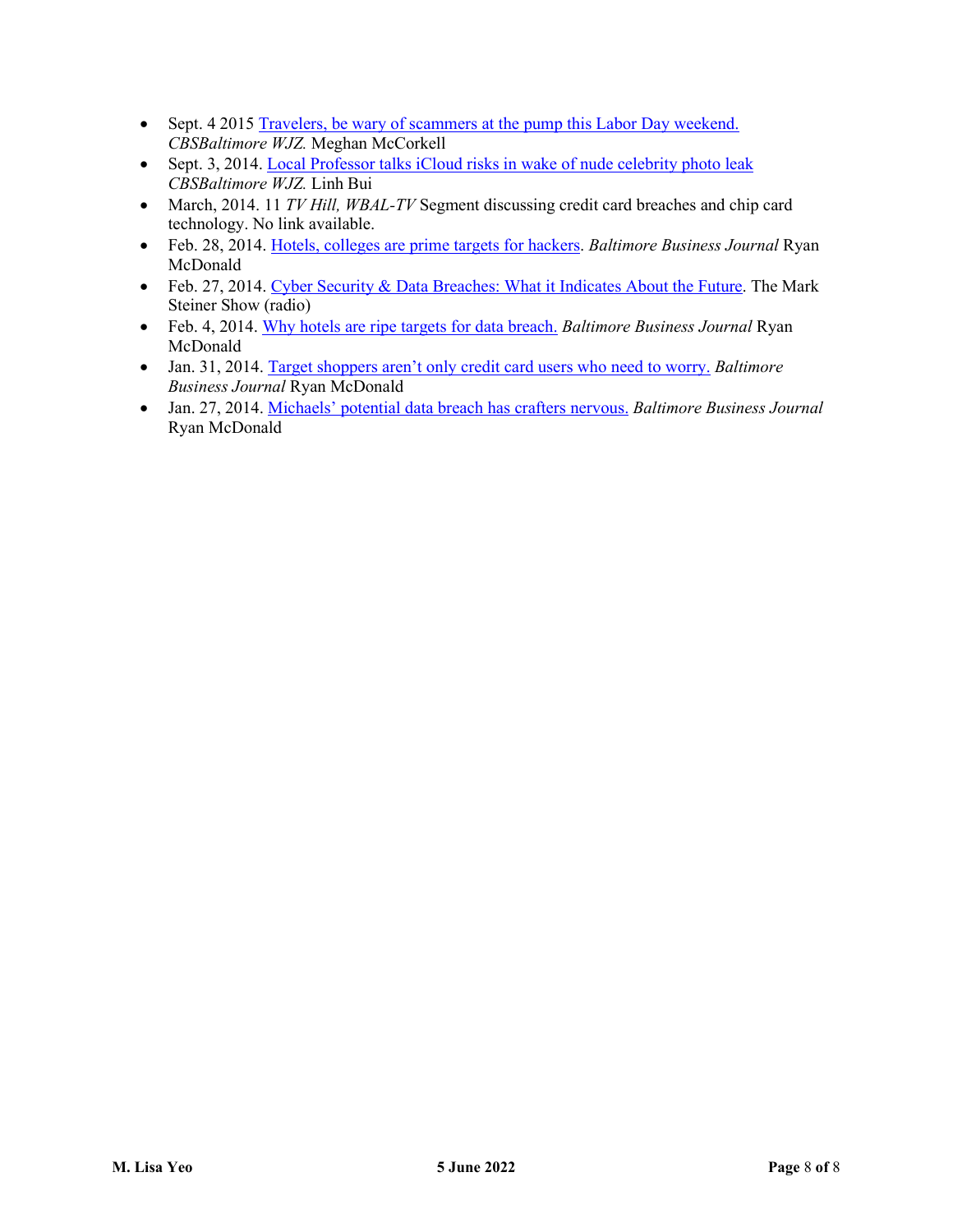- Sept. 4 2015 Travelers, be wary of scammers at the pump this Labor Day weekend. *CBSBaltimore WJZ.* Meghan McCorkell
- Sept. 3, 2014. Local Professor talks iCloud risks in wake of nude celebrity photo leak *CBSBaltimore WJZ.* Linh Bui
- March, 2014. 11 *TV Hill, WBAL-TV* Segment discussing credit card breaches and chip card technology. No link available.
- Feb. 28, 2014. Hotels, colleges are prime targets for hackers. *Baltimore Business Journal* Ryan McDonald
- Feb. 27, 2014. Cyber Security & Data Breaches: What it Indicates About the Future. The Mark Steiner Show (radio)
- Feb. 4, 2014. Why hotels are ripe targets for data breach. *Baltimore Business Journal* Ryan McDonald
- Jan. 31, 2014. Target shoppers aren't only credit card users who need to worry. *Baltimore Business Journal* Ryan McDonald
- Jan. 27, 2014. Michaels' potential data breach has crafters nervous. *Baltimore Business Journal* Ryan McDonald